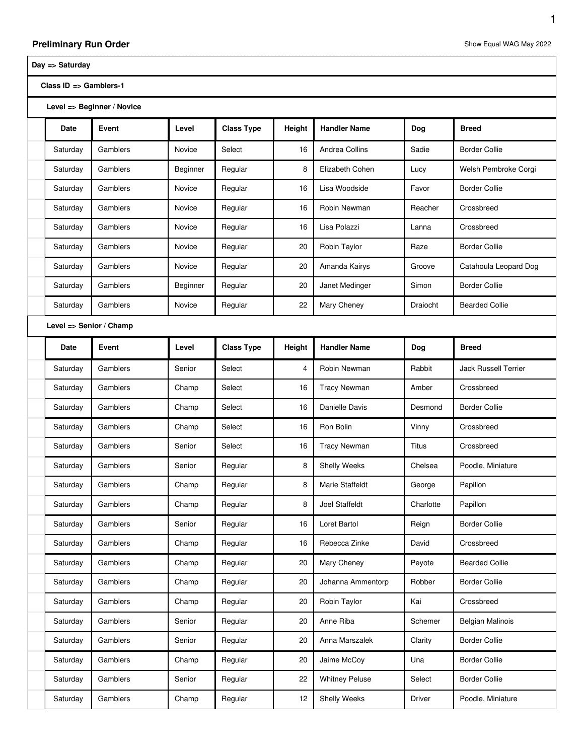# Preliminary Run Order

Show Equal WAG May 2022

**Day => Saturday**

**Class ID => Gamblers-1**

**Level => Beginner / Novice**

| Date | Event | Level | Class Type | Height | Handler Name | Dog | Breed |
|---|---|---|---|---|---|---|---|
| Saturday | Gamblers | Novice | Select | 16 | Andrea Collins | Sadie | Border Collie |
| Saturday | Gamblers | Beginner | Regular | 8 | Elizabeth Cohen | Lucy | Welsh Pembroke Corgi |
| Saturday | Gamblers | Novice | Regular | 16 | Lisa Woodside | Favor | Border Collie |
| Saturday | Gamblers | Novice | Regular | 16 | Robin Newman | Reacher | Crossbreed |
| Saturday | Gamblers | Novice | Regular | 16 | Lisa Polazzi | Lanna | Crossbreed |
| Saturday | Gamblers | Novice | Regular | 20 | Robin Taylor | Raze | Border Collie |
| Saturday | Gamblers | Novice | Regular | 20 | Amanda Kairys | Groove | Catahoula Leopard Dog |
| Saturday | Gamblers | Beginner | Regular | 20 | Janet Medinger | Simon | Border Collie |
| Saturday | Gamblers | Novice | Regular | 22 | Mary Cheney | Draiocht | Bearded Collie |

**Level => Senior / Champ**

| Date | Event | Level | Class Type | Height | Handler Name | Dog | Breed |
|---|---|---|---|---|---|---|---|
| Saturday | Gamblers | Senior | Select | 4 | Robin Newman | Rabbit | Jack Russell Terrier |
| Saturday | Gamblers | Champ | Select | 16 | Tracy Newman | Amber | Crossbreed |
| Saturday | Gamblers | Champ | Select | 16 | Danielle Davis | Desmond | Border Collie |
| Saturday | Gamblers | Champ | Select | 16 | Ron Bolin | Vinny | Crossbreed |
| Saturday | Gamblers | Senior | Select | 16 | Tracy Newman | Titus | Crossbreed |
| Saturday | Gamblers | Senior | Regular | 8 | Shelly Weeks | Chelsea | Poodle, Miniature |
| Saturday | Gamblers | Champ | Regular | 8 | Marie Staffeldt | George | Papillon |
| Saturday | Gamblers | Champ | Regular | 8 | Joel Staffeldt | Charlotte | Papillon |
| Saturday | Gamblers | Senior | Regular | 16 | Loret Bartol | Reign | Border Collie |
| Saturday | Gamblers | Champ | Regular | 16 | Rebecca Zinke | David | Crossbreed |
| Saturday | Gamblers | Champ | Regular | 20 | Mary Cheney | Peyote | Bearded Collie |
| Saturday | Gamblers | Champ | Regular | 20 | Johanna Ammentorp | Robber | Border Collie |
| Saturday | Gamblers | Champ | Regular | 20 | Robin Taylor | Kai | Crossbreed |
| Saturday | Gamblers | Senior | Regular | 20 | Anne Riba | Schemer | Belgian Malinois |
| Saturday | Gamblers | Senior | Regular | 20 | Anna Marszalek | Clarity | Border Collie |
| Saturday | Gamblers | Champ | Regular | 20 | Jaime McCoy | Una | Border Collie |
| Saturday | Gamblers | Senior | Regular | 22 | Whitney Peluse | Select | Border Collie |
| Saturday | Gamblers | Champ | Regular | 12 | Shelly Weeks | Driver | Poodle, Miniature |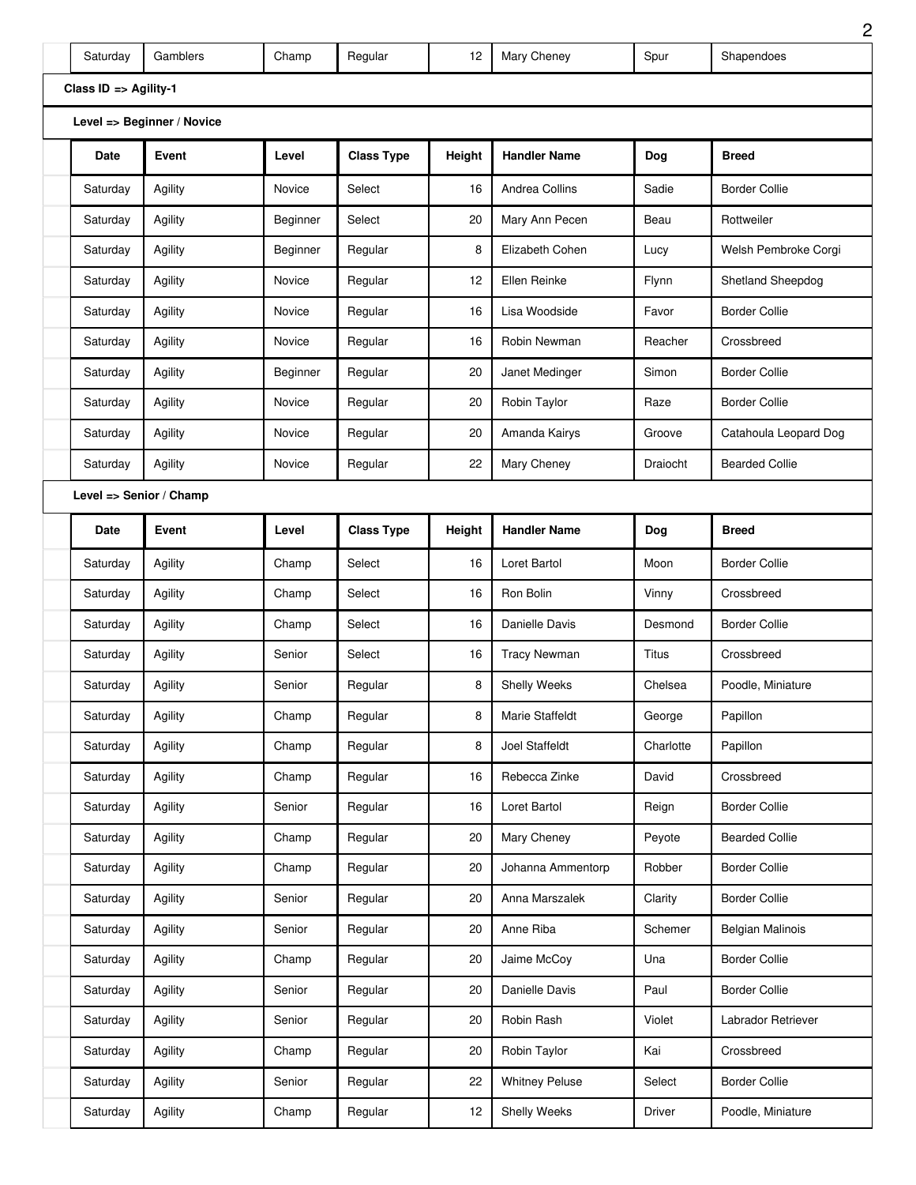| Saturday | Gamblers | Champ | Regular | 12 | Mary Cheney | Spur | Shapendoes |
|---|---|---|---|---|---|---|---|

**Class ID => Agility-1**

**Level => Beginner / Novice**

| Date | Event | Level | Class Type | Height | Handler Name | Dog | Breed |
|---|---|---|---|---|---|---|---|
| Saturday | Agility | Novice | Select | 16 | Andrea Collins | Sadie | Border Collie |
| Saturday | Agility | Beginner | Select | 20 | Mary Ann Pecen | Beau | Rottweiler |
| Saturday | Agility | Beginner | Regular | 8 | Elizabeth Cohen | Lucy | Welsh Pembroke Corgi |
| Saturday | Agility | Novice | Regular | 12 | Ellen Reinke | Flynn | Shetland Sheepdog |
| Saturday | Agility | Novice | Regular | 16 | Lisa Woodside | Favor | Border Collie |
| Saturday | Agility | Novice | Regular | 16 | Robin Newman | Reacher | Crossbreed |
| Saturday | Agility | Beginner | Regular | 20 | Janet Medinger | Simon | Border Collie |
| Saturday | Agility | Novice | Regular | 20 | Robin Taylor | Raze | Border Collie |
| Saturday | Agility | Novice | Regular | 20 | Amanda Kairys | Groove | Catahoula Leopard Dog |
| Saturday | Agility | Novice | Regular | 22 | Mary Cheney | Draiocht | Bearded Collie |

**Level => Senior / Champ**

| Date | Event | Level | Class Type | Height | Handler Name | Dog | Breed |
|---|---|---|---|---|---|---|---|
| Saturday | Agility | Champ | Select | 16 | Loret Bartol | Moon | Border Collie |
| Saturday | Agility | Champ | Select | 16 | Ron Bolin | Vinny | Crossbreed |
| Saturday | Agility | Champ | Select | 16 | Danielle Davis | Desmond | Border Collie |
| Saturday | Agility | Senior | Select | 16 | Tracy Newman | Titus | Crossbreed |
| Saturday | Agility | Senior | Regular | 8 | Shelly Weeks | Chelsea | Poodle, Miniature |
| Saturday | Agility | Champ | Regular | 8 | Marie Staffeldt | George | Papillon |
| Saturday | Agility | Champ | Regular | 8 | Joel Staffeldt | Charlotte | Papillon |
| Saturday | Agility | Champ | Regular | 16 | Rebecca Zinke | David | Crossbreed |
| Saturday | Agility | Senior | Regular | 16 | Loret Bartol | Reign | Border Collie |
| Saturday | Agility | Champ | Regular | 20 | Mary Cheney | Peyote | Bearded Collie |
| Saturday | Agility | Champ | Regular | 20 | Johanna Ammentorp | Robber | Border Collie |
| Saturday | Agility | Senior | Regular | 20 | Anna Marszalek | Clarity | Border Collie |
| Saturday | Agility | Senior | Regular | 20 | Anne Riba | Schemer | Belgian Malinois |
| Saturday | Agility | Champ | Regular | 20 | Jaime McCoy | Una | Border Collie |
| Saturday | Agility | Senior | Regular | 20 | Danielle Davis | Paul | Border Collie |
| Saturday | Agility | Senior | Regular | 20 | Robin Rash | Violet | Labrador Retriever |
| Saturday | Agility | Champ | Regular | 20 | Robin Taylor | Kai | Crossbreed |
| Saturday | Agility | Senior | Regular | 22 | Whitney Peluse | Select | Border Collie |
| Saturday | Agility | Champ | Regular | 12 | Shelly Weeks | Driver | Poodle, Miniature |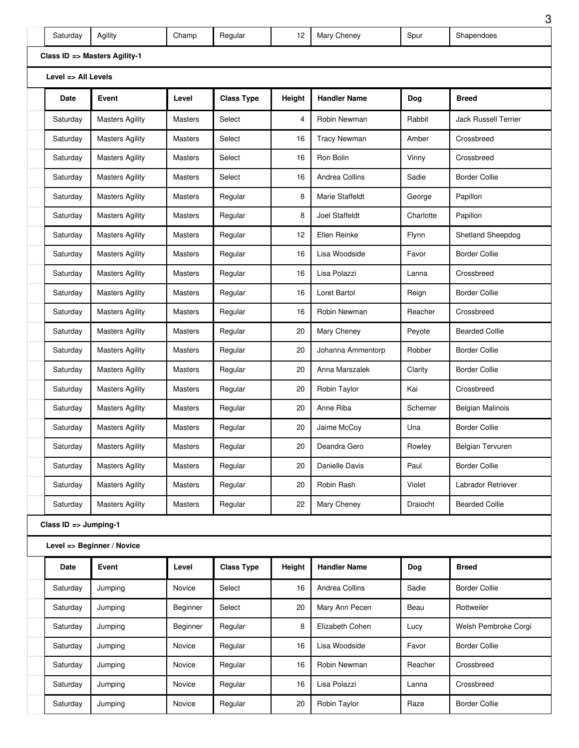| Saturday | Agility | Champ | Regular | 12 | Mary Cheney | Spur | Shapendoes |
|---|---|---|---|---|---|---|---|

**Class ID => Masters Agility-1**

**Level => All Levels**

| Date | Event | Level | Class Type | Height | Handler Name | Dog | Breed |
|---|---|---|---|---|---|---|---|
| Saturday | Masters Agility | Masters | Select | 4 | Robin Newman | Rabbit | Jack Russell Terrier |
| Saturday | Masters Agility | Masters | Select | 16 | Tracy Newman | Amber | Crossbreed |
| Saturday | Masters Agility | Masters | Select | 16 | Ron Bolin | Vinny | Crossbreed |
| Saturday | Masters Agility | Masters | Select | 16 | Andrea Collins | Sadie | Border Collie |
| Saturday | Masters Agility | Masters | Regular | 8 | Marie Staffeldt | George | Papillon |
| Saturday | Masters Agility | Masters | Regular | 8 | Joel Staffeldt | Charlotte | Papillon |
| Saturday | Masters Agility | Masters | Regular | 12 | Ellen Reinke | Flynn | Shetland Sheepdog |
| Saturday | Masters Agility | Masters | Regular | 16 | Lisa Woodside | Favor | Border Collie |
| Saturday | Masters Agility | Masters | Regular | 16 | Lisa Polazzi | Lanna | Crossbreed |
| Saturday | Masters Agility | Masters | Regular | 16 | Loret Bartol | Reign | Border Collie |
| Saturday | Masters Agility | Masters | Regular | 16 | Robin Newman | Reacher | Crossbreed |
| Saturday | Masters Agility | Masters | Regular | 20 | Mary Cheney | Peyote | Bearded Collie |
| Saturday | Masters Agility | Masters | Regular | 20 | Johanna Ammentorp | Robber | Border Collie |
| Saturday | Masters Agility | Masters | Regular | 20 | Anna Marszalek | Clarity | Border Collie |
| Saturday | Masters Agility | Masters | Regular | 20 | Robin Taylor | Kai | Crossbreed |
| Saturday | Masters Agility | Masters | Regular | 20 | Anne Riba | Schemer | Belgian Malinois |
| Saturday | Masters Agility | Masters | Regular | 20 | Jaime McCoy | Una | Border Collie |
| Saturday | Masters Agility | Masters | Regular | 20 | Deandra Gero | Rowley | Belgian Tervuren |
| Saturday | Masters Agility | Masters | Regular | 20 | Danielle Davis | Paul | Border Collie |
| Saturday | Masters Agility | Masters | Regular | 20 | Robin Rash | Violet | Labrador Retriever |
| Saturday | Masters Agility | Masters | Regular | 22 | Mary Cheney | Draiocht | Bearded Collie |

**Class ID => Jumping-1**

**Level => Beginner / Novice**

| Date | Event | Level | Class Type | Height | Handler Name | Dog | Breed |
|---|---|---|---|---|---|---|---|
| Saturday | Jumping | Novice | Select | 16 | Andrea Collins | Sadie | Border Collie |
| Saturday | Jumping | Beginner | Select | 20 | Mary Ann Pecen | Beau | Rottweiler |
| Saturday | Jumping | Beginner | Regular | 8 | Elizabeth Cohen | Lucy | Welsh Pembroke Corgi |
| Saturday | Jumping | Novice | Regular | 16 | Lisa Woodside | Favor | Border Collie |
| Saturday | Jumping | Novice | Regular | 16 | Robin Newman | Reacher | Crossbreed |
| Saturday | Jumping | Novice | Regular | 16 | Lisa Polazzi | Lanna | Crossbreed |
| Saturday | Jumping | Novice | Regular | 20 | Robin Taylor | Raze | Border Collie |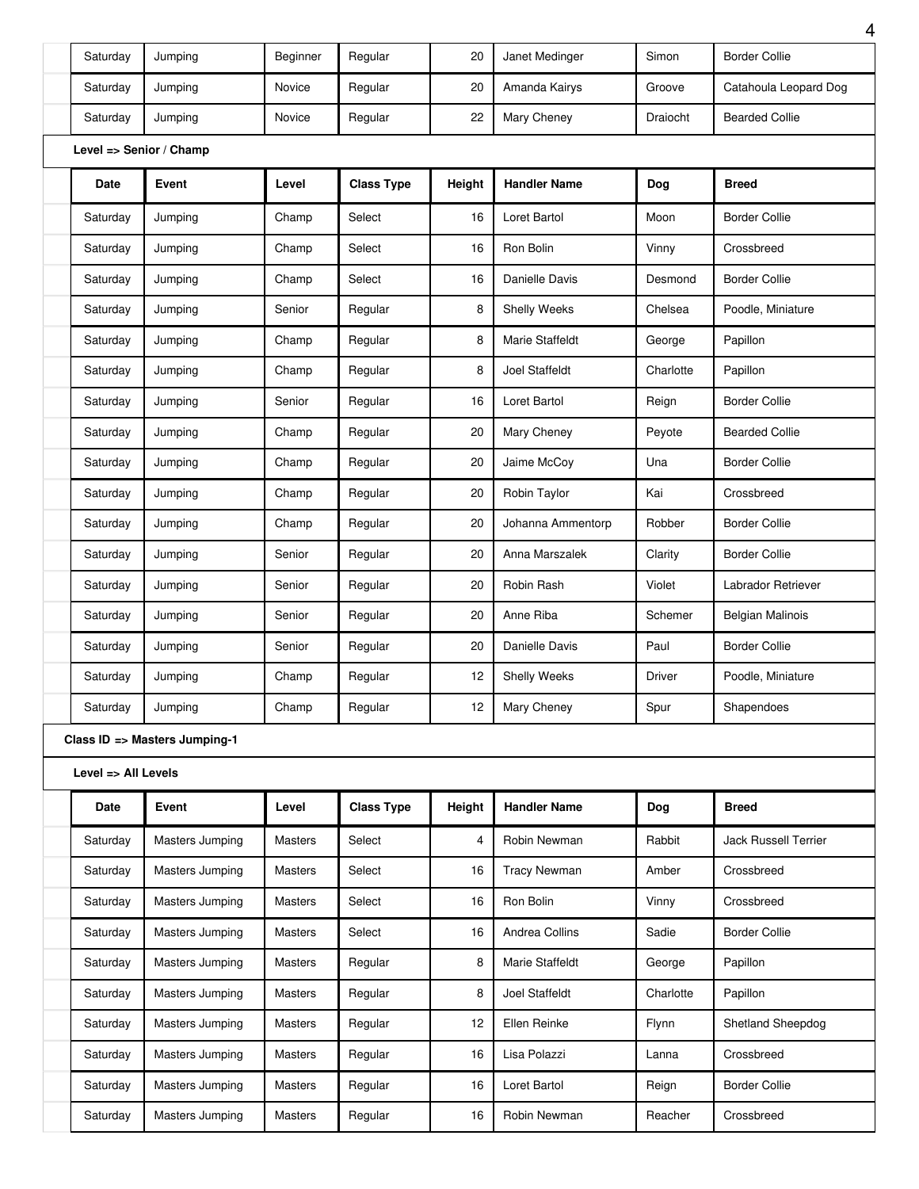| Date | Event | Level | Class Type | Height | Handler Name | Dog | Breed |
|---|---|---|---|---|---|---|---|
| Saturday | Jumping | Beginner | Regular | 20 | Janet Medinger | Simon | Border Collie |
| Saturday | Jumping | Novice | Regular | 20 | Amanda Kairys | Groove | Catahoula Leopard Dog |
| Saturday | Jumping | Novice | Regular | 22 | Mary Cheney | Draiocht | Bearded Collie |

**Level => Senior / Champ**

| Date | Event | Level | Class Type | Height | Handler Name | Dog | Breed |
|---|---|---|---|---|---|---|---|
| Saturday | Jumping | Champ | Select | 16 | Loret Bartol | Moon | Border Collie |
| Saturday | Jumping | Champ | Select | 16 | Ron Bolin | Vinny | Crossbreed |
| Saturday | Jumping | Champ | Select | 16 | Danielle Davis | Desmond | Border Collie |
| Saturday | Jumping | Senior | Regular | 8 | Shelly Weeks | Chelsea | Poodle, Miniature |
| Saturday | Jumping | Champ | Regular | 8 | Marie Staffeldt | George | Papillon |
| Saturday | Jumping | Champ | Regular | 8 | Joel Staffeldt | Charlotte | Papillon |
| Saturday | Jumping | Senior | Regular | 16 | Loret Bartol | Reign | Border Collie |
| Saturday | Jumping | Champ | Regular | 20 | Mary Cheney | Peyote | Bearded Collie |
| Saturday | Jumping | Champ | Regular | 20 | Jaime McCoy | Una | Border Collie |
| Saturday | Jumping | Champ | Regular | 20 | Robin Taylor | Kai | Crossbreed |
| Saturday | Jumping | Champ | Regular | 20 | Johanna Ammentorp | Robber | Border Collie |
| Saturday | Jumping | Senior | Regular | 20 | Anna Marszalek | Clarity | Border Collie |
| Saturday | Jumping | Senior | Regular | 20 | Robin Rash | Violet | Labrador Retriever |
| Saturday | Jumping | Senior | Regular | 20 | Anne Riba | Schemer | Belgian Malinois |
| Saturday | Jumping | Senior | Regular | 20 | Danielle Davis | Paul | Border Collie |
| Saturday | Jumping | Champ | Regular | 12 | Shelly Weeks | Driver | Poodle, Miniature |
| Saturday | Jumping | Champ | Regular | 12 | Mary Cheney | Spur | Shapendoes |

**Class ID => Masters Jumping-1**

**Level => All Levels**

| Date | Event | Level | Class Type | Height | Handler Name | Dog | Breed |
|---|---|---|---|---|---|---|---|
| Saturday | Masters Jumping | Masters | Select | 4 | Robin Newman | Rabbit | Jack Russell Terrier |
| Saturday | Masters Jumping | Masters | Select | 16 | Tracy Newman | Amber | Crossbreed |
| Saturday | Masters Jumping | Masters | Select | 16 | Ron Bolin | Vinny | Crossbreed |
| Saturday | Masters Jumping | Masters | Select | 16 | Andrea Collins | Sadie | Border Collie |
| Saturday | Masters Jumping | Masters | Regular | 8 | Marie Staffeldt | George | Papillon |
| Saturday | Masters Jumping | Masters | Regular | 8 | Joel Staffeldt | Charlotte | Papillon |
| Saturday | Masters Jumping | Masters | Regular | 12 | Ellen Reinke | Flynn | Shetland Sheepdog |
| Saturday | Masters Jumping | Masters | Regular | 16 | Lisa Polazzi | Lanna | Crossbreed |
| Saturday | Masters Jumping | Masters | Regular | 16 | Loret Bartol | Reign | Border Collie |
| Saturday | Masters Jumping | Masters | Regular | 16 | Robin Newman | Reacher | Crossbreed |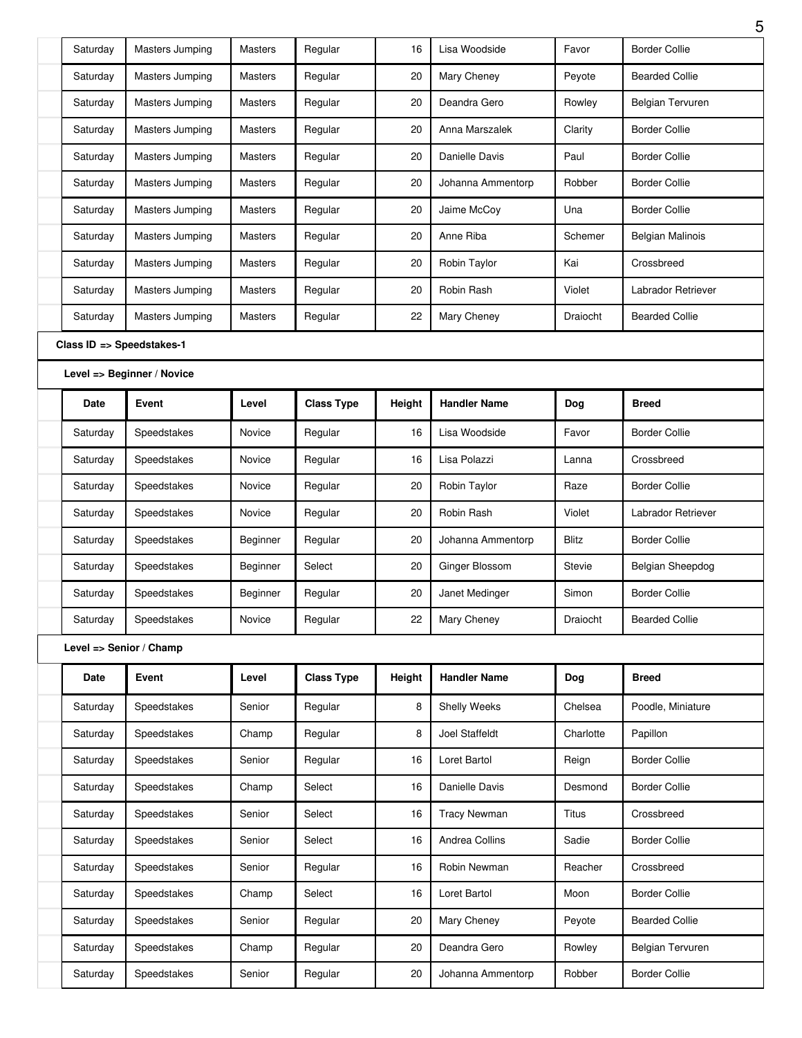| Date | Event | Level | Class Type | Height | Handler Name | Dog | Breed |
|---|---|---|---|---|---|---|---|
| Saturday | Masters Jumping | Masters | Regular | 16 | Lisa Woodside | Favor | Border Collie |
| Saturday | Masters Jumping | Masters | Regular | 20 | Mary Cheney | Peyote | Bearded Collie |
| Saturday | Masters Jumping | Masters | Regular | 20 | Deandra Gero | Rowley | Belgian Tervuren |
| Saturday | Masters Jumping | Masters | Regular | 20 | Anna Marszalek | Clarity | Border Collie |
| Saturday | Masters Jumping | Masters | Regular | 20 | Danielle Davis | Paul | Border Collie |
| Saturday | Masters Jumping | Masters | Regular | 20 | Johanna Ammentorp | Robber | Border Collie |
| Saturday | Masters Jumping | Masters | Regular | 20 | Jaime McCoy | Una | Border Collie |
| Saturday | Masters Jumping | Masters | Regular | 20 | Anne Riba | Schemer | Belgian Malinois |
| Saturday | Masters Jumping | Masters | Regular | 20 | Robin Taylor | Kai | Crossbreed |
| Saturday | Masters Jumping | Masters | Regular | 20 | Robin Rash | Violet | Labrador Retriever |
| Saturday | Masters Jumping | Masters | Regular | 22 | Mary Cheney | Draiocht | Bearded Collie |

**Class ID => Speedstakes-1**

**Level => Beginner / Novice**

| Date | Event | Level | Class Type | Height | Handler Name | Dog | Breed |
|---|---|---|---|---|---|---|---|
| Saturday | Speedstakes | Novice | Regular | 16 | Lisa Woodside | Favor | Border Collie |
| Saturday | Speedstakes | Novice | Regular | 16 | Lisa Polazzi | Lanna | Crossbreed |
| Saturday | Speedstakes | Novice | Regular | 20 | Robin Taylor | Raze | Border Collie |
| Saturday | Speedstakes | Novice | Regular | 20 | Robin Rash | Violet | Labrador Retriever |
| Saturday | Speedstakes | Beginner | Regular | 20 | Johanna Ammentorp | Blitz | Border Collie |
| Saturday | Speedstakes | Beginner | Select | 20 | Ginger Blossom | Stevie | Belgian Sheepdog |
| Saturday | Speedstakes | Beginner | Regular | 20 | Janet Medinger | Simon | Border Collie |
| Saturday | Speedstakes | Novice | Regular | 22 | Mary Cheney | Draiocht | Bearded Collie |

**Level => Senior / Champ**

| Date | Event | Level | Class Type | Height | Handler Name | Dog | Breed |
|---|---|---|---|---|---|---|---|
| Saturday | Speedstakes | Senior | Regular | 8 | Shelly Weeks | Chelsea | Poodle, Miniature |
| Saturday | Speedstakes | Champ | Regular | 8 | Joel Staffeldt | Charlotte | Papillon |
| Saturday | Speedstakes | Senior | Regular | 16 | Loret Bartol | Reign | Border Collie |
| Saturday | Speedstakes | Champ | Select | 16 | Danielle Davis | Desmond | Border Collie |
| Saturday | Speedstakes | Senior | Select | 16 | Tracy Newman | Titus | Crossbreed |
| Saturday | Speedstakes | Senior | Select | 16 | Andrea Collins | Sadie | Border Collie |
| Saturday | Speedstakes | Senior | Regular | 16 | Robin Newman | Reacher | Crossbreed |
| Saturday | Speedstakes | Champ | Select | 16 | Loret Bartol | Moon | Border Collie |
| Saturday | Speedstakes | Senior | Regular | 20 | Mary Cheney | Peyote | Bearded Collie |
| Saturday | Speedstakes | Champ | Regular | 20 | Deandra Gero | Rowley | Belgian Tervuren |
| Saturday | Speedstakes | Senior | Regular | 20 | Johanna Ammentorp | Robber | Border Collie |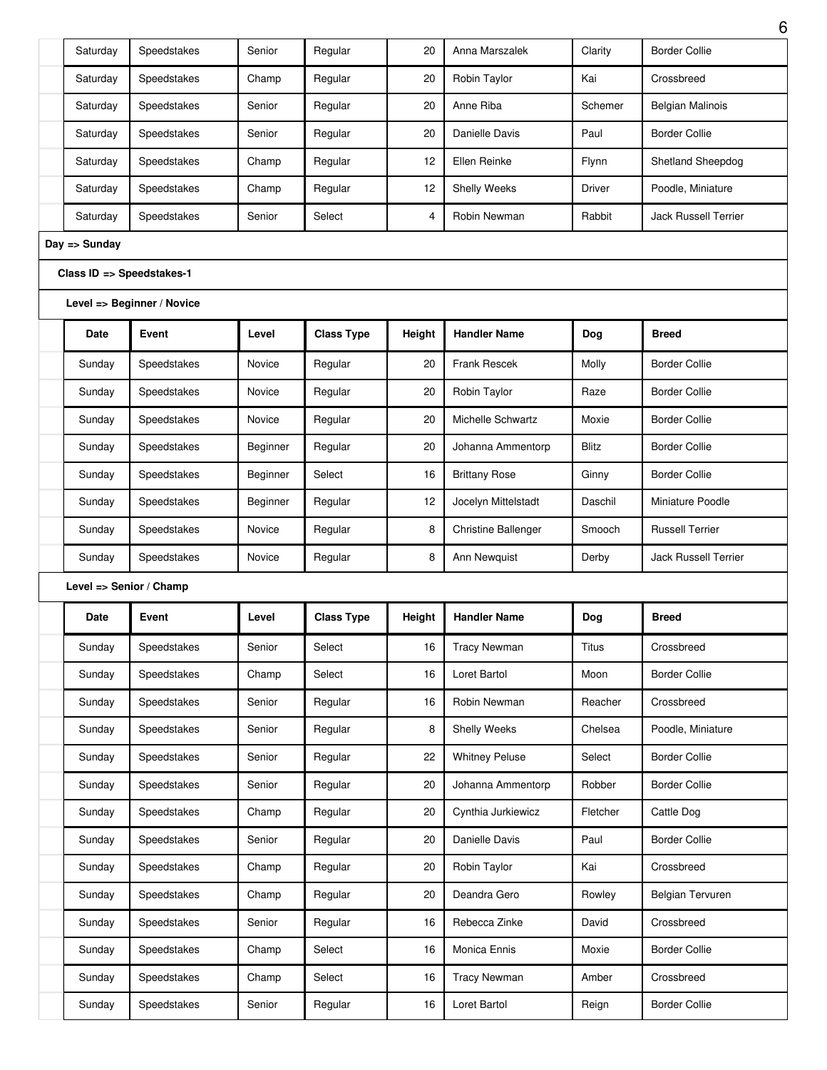| Date | Event | Level | Class Type | Height | Handler Name | Dog | Breed |
|---|---|---|---|---|---|---|---|
| Saturday | Speedstakes | Senior | Regular | 20 | Anna Marszalek | Clarity | Border Collie |
| Saturday | Speedstakes | Champ | Regular | 20 | Robin Taylor | Kai | Crossbreed |
| Saturday | Speedstakes | Senior | Regular | 20 | Anne Riba | Schemer | Belgian Malinois |
| Saturday | Speedstakes | Senior | Regular | 20 | Danielle Davis | Paul | Border Collie |
| Saturday | Speedstakes | Champ | Regular | 12 | Ellen Reinke | Flynn | Shetland Sheepdog |
| Saturday | Speedstakes | Champ | Regular | 12 | Shelly Weeks | Driver | Poodle, Miniature |
| Saturday | Speedstakes | Senior | Select | 4 | Robin Newman | Rabbit | Jack Russell Terrier |

**Day => Sunday**

**Class ID => Speedstakes-1**

**Level => Beginner / Novice**

| Date | Event | Level | Class Type | Height | Handler Name | Dog | Breed |
|---|---|---|---|---|---|---|---|
| Sunday | Speedstakes | Novice | Regular | 20 | Frank Rescek | Molly | Border Collie |
| Sunday | Speedstakes | Novice | Regular | 20 | Robin Taylor | Raze | Border Collie |
| Sunday | Speedstakes | Novice | Regular | 20 | Michelle Schwartz | Moxie | Border Collie |
| Sunday | Speedstakes | Beginner | Regular | 20 | Johanna Ammentorp | Blitz | Border Collie |
| Sunday | Speedstakes | Beginner | Select | 16 | Brittany Rose | Ginny | Border Collie |
| Sunday | Speedstakes | Beginner | Regular | 12 | Jocelyn Mittelstadt | Daschil | Miniature Poodle |
| Sunday | Speedstakes | Novice | Regular | 8 | Christine Ballenger | Smooch | Russell Terrier |
| Sunday | Speedstakes | Novice | Regular | 8 | Ann Newquist | Derby | Jack Russell Terrier |

**Level => Senior / Champ**

| Date | Event | Level | Class Type | Height | Handler Name | Dog | Breed |
|---|---|---|---|---|---|---|---|
| Sunday | Speedstakes | Senior | Select | 16 | Tracy Newman | Titus | Crossbreed |
| Sunday | Speedstakes | Champ | Select | 16 | Loret Bartol | Moon | Border Collie |
| Sunday | Speedstakes | Senior | Regular | 16 | Robin Newman | Reacher | Crossbreed |
| Sunday | Speedstakes | Senior | Regular | 8 | Shelly Weeks | Chelsea | Poodle, Miniature |
| Sunday | Speedstakes | Senior | Regular | 22 | Whitney Peluse | Select | Border Collie |
| Sunday | Speedstakes | Senior | Regular | 20 | Johanna Ammentorp | Robber | Border Collie |
| Sunday | Speedstakes | Champ | Regular | 20 | Cynthia Jurkiewicz | Fletcher | Cattle Dog |
| Sunday | Speedstakes | Senior | Regular | 20 | Danielle Davis | Paul | Border Collie |
| Sunday | Speedstakes | Champ | Regular | 20 | Robin Taylor | Kai | Crossbreed |
| Sunday | Speedstakes | Champ | Regular | 20 | Deandra Gero | Rowley | Belgian Tervuren |
| Sunday | Speedstakes | Senior | Regular | 16 | Rebecca Zinke | David | Crossbreed |
| Sunday | Speedstakes | Champ | Select | 16 | Monica Ennis | Moxie | Border Collie |
| Sunday | Speedstakes | Champ | Select | 16 | Tracy Newman | Amber | Crossbreed |
| Sunday | Speedstakes | Senior | Regular | 16 | Loret Bartol | Reign | Border Collie |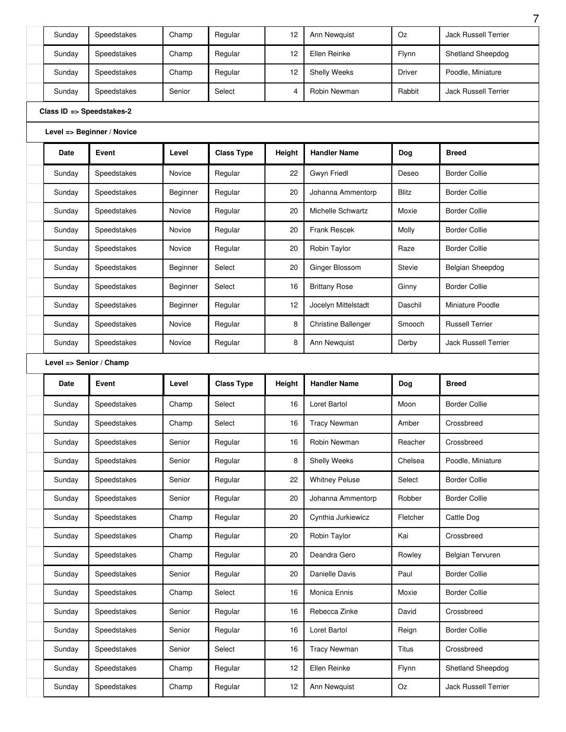| Date | Event | Level | Class Type | Height | Handler Name | Dog | Breed |
|---|---|---|---|---|---|---|---|
| Sunday | Speedstakes | Champ | Regular | 12 | Ann Newquist | Oz | Jack Russell Terrier |
| Sunday | Speedstakes | Champ | Regular | 12 | Ellen Reinke | Flynn | Shetland Sheepdog |
| Sunday | Speedstakes | Champ | Regular | 12 | Shelly Weeks | Driver | Poodle, Miniature |
| Sunday | Speedstakes | Senior | Select | 4 | Robin Newman | Rabbit | Jack Russell Terrier |

**Class ID => Speedstakes-2**

**Level => Beginner / Novice**

| Date | Event | Level | Class Type | Height | Handler Name | Dog | Breed |
|---|---|---|---|---|---|---|---|
| Sunday | Speedstakes | Novice | Regular | 22 | Gwyn Friedl | Deseo | Border Collie |
| Sunday | Speedstakes | Beginner | Regular | 20 | Johanna Ammentorp | Blitz | Border Collie |
| Sunday | Speedstakes | Novice | Regular | 20 | Michelle Schwartz | Moxie | Border Collie |
| Sunday | Speedstakes | Novice | Regular | 20 | Frank Rescek | Molly | Border Collie |
| Sunday | Speedstakes | Novice | Regular | 20 | Robin Taylor | Raze | Border Collie |
| Sunday | Speedstakes | Beginner | Select | 20 | Ginger Blossom | Stevie | Belgian Sheepdog |
| Sunday | Speedstakes | Beginner | Select | 16 | Brittany Rose | Ginny | Border Collie |
| Sunday | Speedstakes | Beginner | Regular | 12 | Jocelyn Mittelstadt | Daschil | Miniature Poodle |
| Sunday | Speedstakes | Novice | Regular | 8 | Christine Ballenger | Smooch | Russell Terrier |
| Sunday | Speedstakes | Novice | Regular | 8 | Ann Newquist | Derby | Jack Russell Terrier |

**Level => Senior / Champ**

| Date | Event | Level | Class Type | Height | Handler Name | Dog | Breed |
|---|---|---|---|---|---|---|---|
| Sunday | Speedstakes | Champ | Select | 16 | Loret Bartol | Moon | Border Collie |
| Sunday | Speedstakes | Champ | Select | 16 | Tracy Newman | Amber | Crossbreed |
| Sunday | Speedstakes | Senior | Regular | 16 | Robin Newman | Reacher | Crossbreed |
| Sunday | Speedstakes | Senior | Regular | 8 | Shelly Weeks | Chelsea | Poodle, Miniature |
| Sunday | Speedstakes | Senior | Regular | 22 | Whitney Peluse | Select | Border Collie |
| Sunday | Speedstakes | Senior | Regular | 20 | Johanna Ammentorp | Robber | Border Collie |
| Sunday | Speedstakes | Champ | Regular | 20 | Cynthia Jurkiewicz | Fletcher | Cattle Dog |
| Sunday | Speedstakes | Champ | Regular | 20 | Robin Taylor | Kai | Crossbreed |
| Sunday | Speedstakes | Champ | Regular | 20 | Deandra Gero | Rowley | Belgian Tervuren |
| Sunday | Speedstakes | Senior | Regular | 20 | Danielle Davis | Paul | Border Collie |
| Sunday | Speedstakes | Champ | Select | 16 | Monica Ennis | Moxie | Border Collie |
| Sunday | Speedstakes | Senior | Regular | 16 | Rebecca Zinke | David | Crossbreed |
| Sunday | Speedstakes | Senior | Regular | 16 | Loret Bartol | Reign | Border Collie |
| Sunday | Speedstakes | Senior | Select | 16 | Tracy Newman | Titus | Crossbreed |
| Sunday | Speedstakes | Champ | Regular | 12 | Ellen Reinke | Flynn | Shetland Sheepdog |
| Sunday | Speedstakes | Champ | Regular | 12 | Ann Newquist | Oz | Jack Russell Terrier |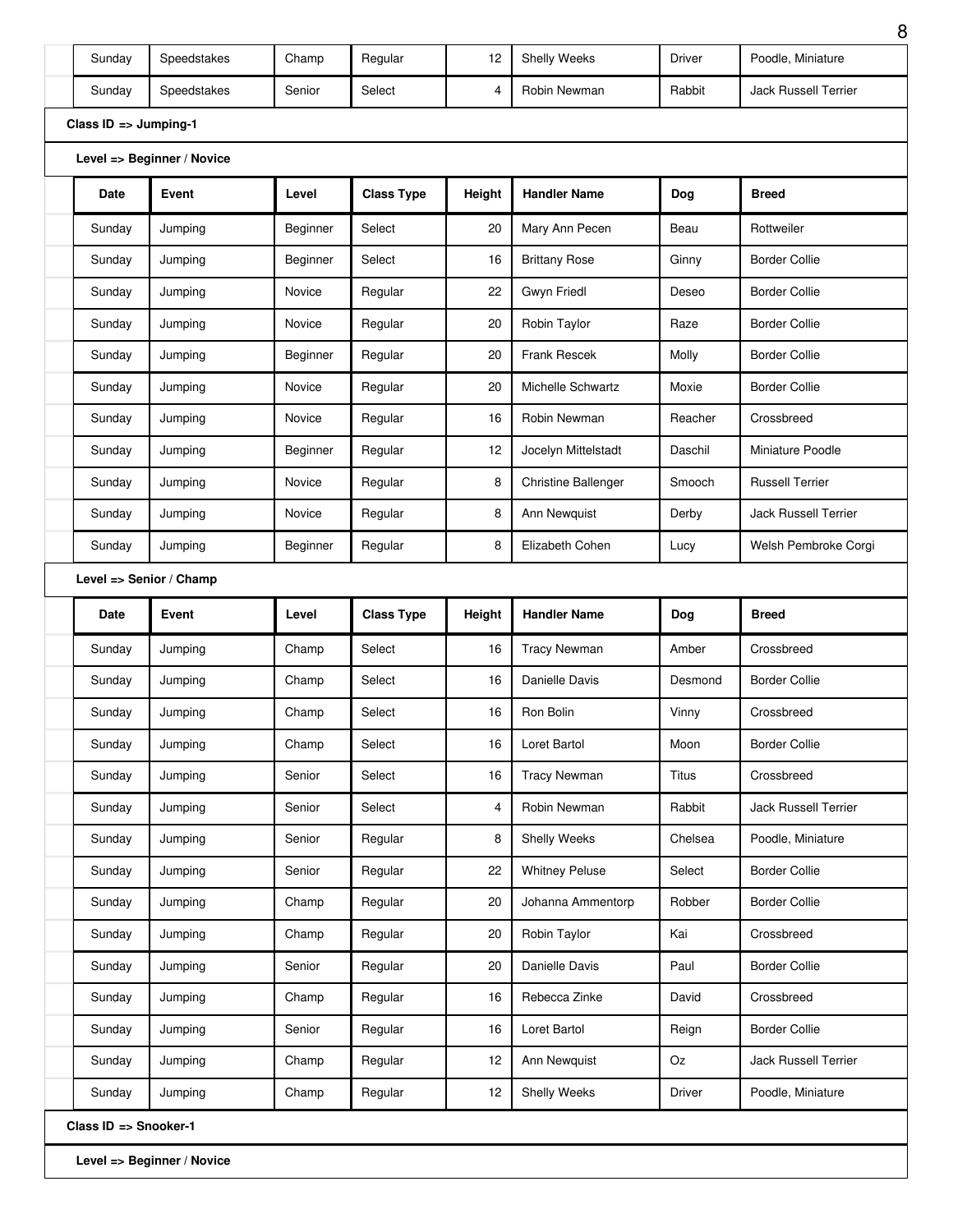| Sunday | Speedstakes | Champ | Regular | 12 | Shelly Weeks | Driver | Poodle, Miniature |
|---|---|---|---|---|---|---|---|
| Sunday | Speedstakes | Senior | Select | 4 | Robin Newman | Rabbit | Jack Russell Terrier |

**Class ID => Jumping-1**

**Level => Beginner / Novice**

| Date | Event | Level | Class Type | Height | Handler Name | Dog | Breed |
|---|---|---|---|---|---|---|---|
| Sunday | Jumping | Beginner | Select | 20 | Mary Ann Pecen | Beau | Rottweiler |
| Sunday | Jumping | Beginner | Select | 16 | Brittany Rose | Ginny | Border Collie |
| Sunday | Jumping | Novice | Regular | 22 | Gwyn Friedl | Deseo | Border Collie |
| Sunday | Jumping | Novice | Regular | 20 | Robin Taylor | Raze | Border Collie |
| Sunday | Jumping | Beginner | Regular | 20 | Frank Rescek | Molly | Border Collie |
| Sunday | Jumping | Novice | Regular | 20 | Michelle Schwartz | Moxie | Border Collie |
| Sunday | Jumping | Novice | Regular | 16 | Robin Newman | Reacher | Crossbreed |
| Sunday | Jumping | Beginner | Regular | 12 | Jocelyn Mittelstadt | Daschil | Miniature Poodle |
| Sunday | Jumping | Novice | Regular | 8 | Christine Ballenger | Smooch | Russell Terrier |
| Sunday | Jumping | Novice | Regular | 8 | Ann Newquist | Derby | Jack Russell Terrier |
| Sunday | Jumping | Beginner | Regular | 8 | Elizabeth Cohen | Lucy | Welsh Pembroke Corgi |

**Level => Senior / Champ**

| Date | Event | Level | Class Type | Height | Handler Name | Dog | Breed |
|---|---|---|---|---|---|---|---|
| Sunday | Jumping | Champ | Select | 16 | Tracy Newman | Amber | Crossbreed |
| Sunday | Jumping | Champ | Select | 16 | Danielle Davis | Desmond | Border Collie |
| Sunday | Jumping | Champ | Select | 16 | Ron Bolin | Vinny | Crossbreed |
| Sunday | Jumping | Champ | Select | 16 | Loret Bartol | Moon | Border Collie |
| Sunday | Jumping | Senior | Select | 16 | Tracy Newman | Titus | Crossbreed |
| Sunday | Jumping | Senior | Select | 4 | Robin Newman | Rabbit | Jack Russell Terrier |
| Sunday | Jumping | Senior | Regular | 8 | Shelly Weeks | Chelsea | Poodle, Miniature |
| Sunday | Jumping | Senior | Regular | 22 | Whitney Peluse | Select | Border Collie |
| Sunday | Jumping | Champ | Regular | 20 | Johanna Ammentorp | Robber | Border Collie |
| Sunday | Jumping | Champ | Regular | 20 | Robin Taylor | Kai | Crossbreed |
| Sunday | Jumping | Senior | Regular | 20 | Danielle Davis | Paul | Border Collie |
| Sunday | Jumping | Champ | Regular | 16 | Rebecca Zinke | David | Crossbreed |
| Sunday | Jumping | Senior | Regular | 16 | Loret Bartol | Reign | Border Collie |
| Sunday | Jumping | Champ | Regular | 12 | Ann Newquist | Oz | Jack Russell Terrier |
| Sunday | Jumping | Champ | Regular | 12 | Shelly Weeks | Driver | Poodle, Miniature |

**Class ID => Snooker-1**

**Level => Beginner / Novice**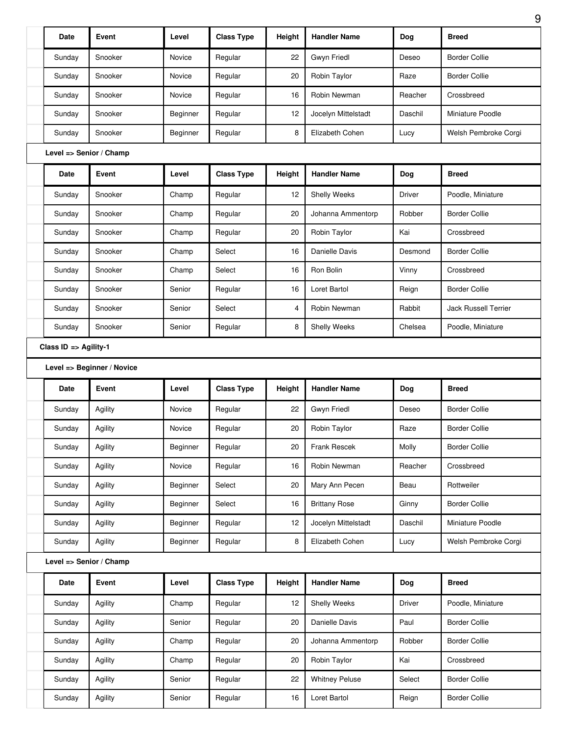| Date | Event | Level | Class Type | Height | Handler Name | Dog | Breed |
|---|---|---|---|---|---|---|---|
| Sunday | Snooker | Novice | Regular | 22 | Gwyn Friedl | Deseo | Border Collie |
| Sunday | Snooker | Novice | Regular | 20 | Robin Taylor | Raze | Border Collie |
| Sunday | Snooker | Novice | Regular | 16 | Robin Newman | Reacher | Crossbreed |
| Sunday | Snooker | Beginner | Regular | 12 | Jocelyn Mittelstadt | Daschil | Miniature Poodle |
| Sunday | Snooker | Beginner | Regular | 8 | Elizabeth Cohen | Lucy | Welsh Pembroke Corgi |

**Level => Senior / Champ**

| Date | Event | Level | Class Type | Height | Handler Name | Dog | Breed |
|---|---|---|---|---|---|---|---|
| Sunday | Snooker | Champ | Regular | 12 | Shelly Weeks | Driver | Poodle, Miniature |
| Sunday | Snooker | Champ | Regular | 20 | Johanna Ammentorp | Robber | Border Collie |
| Sunday | Snooker | Champ | Regular | 20 | Robin Taylor | Kai | Crossbreed |
| Sunday | Snooker | Champ | Select | 16 | Danielle Davis | Desmond | Border Collie |
| Sunday | Snooker | Champ | Select | 16 | Ron Bolin | Vinny | Crossbreed |
| Sunday | Snooker | Senior | Regular | 16 | Loret Bartol | Reign | Border Collie |
| Sunday | Snooker | Senior | Select | 4 | Robin Newman | Rabbit | Jack Russell Terrier |
| Sunday | Snooker | Senior | Regular | 8 | Shelly Weeks | Chelsea | Poodle, Miniature |

**Class ID => Agility-1**

**Level => Beginner / Novice**

| Date | Event | Level | Class Type | Height | Handler Name | Dog | Breed |
|---|---|---|---|---|---|---|---|
| Sunday | Agility | Novice | Regular | 22 | Gwyn Friedl | Deseo | Border Collie |
| Sunday | Agility | Novice | Regular | 20 | Robin Taylor | Raze | Border Collie |
| Sunday | Agility | Beginner | Regular | 20 | Frank Rescek | Molly | Border Collie |
| Sunday | Agility | Novice | Regular | 16 | Robin Newman | Reacher | Crossbreed |
| Sunday | Agility | Beginner | Select | 20 | Mary Ann Pecen | Beau | Rottweiler |
| Sunday | Agility | Beginner | Select | 16 | Brittany Rose | Ginny | Border Collie |
| Sunday | Agility | Beginner | Regular | 12 | Jocelyn Mittelstadt | Daschil | Miniature Poodle |
| Sunday | Agility | Beginner | Regular | 8 | Elizabeth Cohen | Lucy | Welsh Pembroke Corgi |

**Level => Senior / Champ**

| Date | Event | Level | Class Type | Height | Handler Name | Dog | Breed |
|---|---|---|---|---|---|---|---|
| Sunday | Agility | Champ | Regular | 12 | Shelly Weeks | Driver | Poodle, Miniature |
| Sunday | Agility | Senior | Regular | 20 | Danielle Davis | Paul | Border Collie |
| Sunday | Agility | Champ | Regular | 20 | Johanna Ammentorp | Robber | Border Collie |
| Sunday | Agility | Champ | Regular | 20 | Robin Taylor | Kai | Crossbreed |
| Sunday | Agility | Senior | Regular | 22 | Whitney Peluse | Select | Border Collie |
| Sunday | Agility | Senior | Regular | 16 | Loret Bartol | Reign | Border Collie |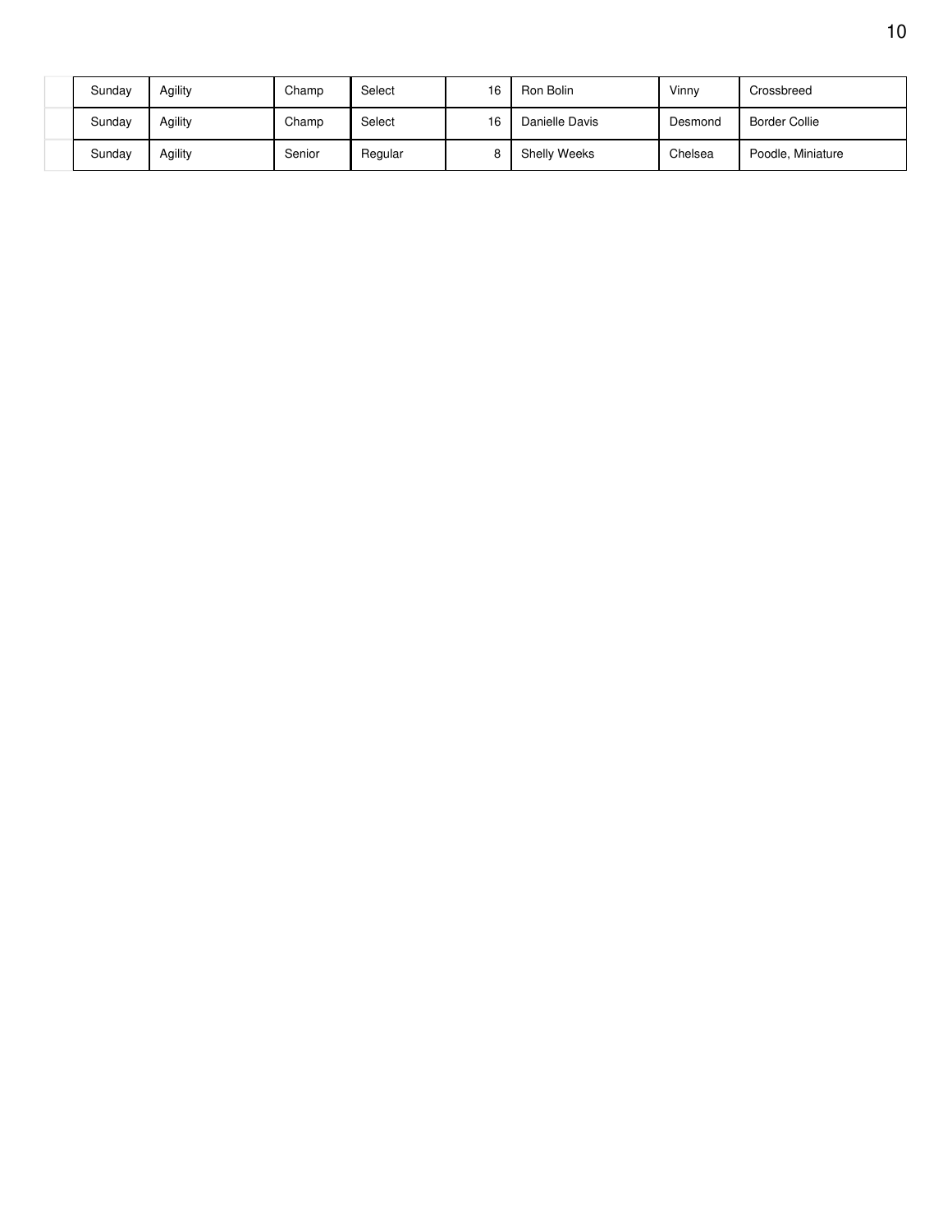| | | | | | | | | |
|---|---|---|---|---|---|---|---|---|
| | Sunday | Agility | Champ | Select | 16 | Ron Bolin | Vinny | Crossbreed |
| | Sunday | Agility | Champ | Select | 16 | Danielle Davis | Desmond | Border Collie |
| | Sunday | Agility | Senior | Regular | 8 | Shelly Weeks | Chelsea | Poodle, Miniature |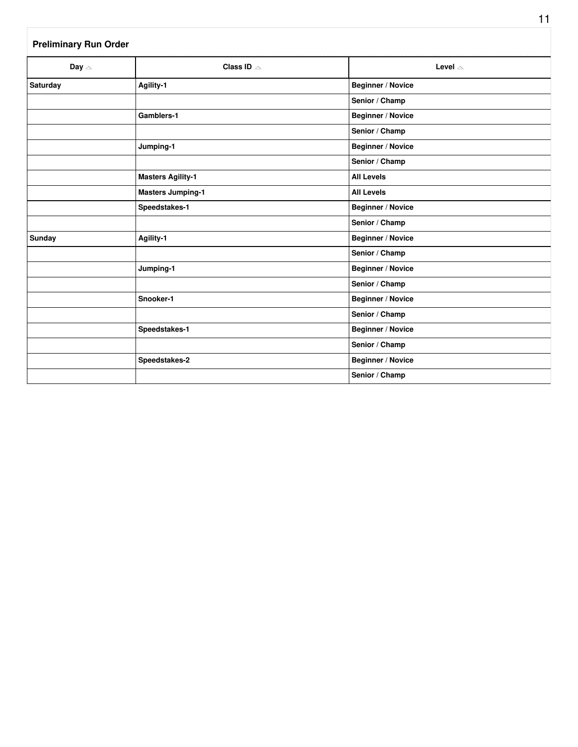## Preliminary Run Order

| Day | Class ID | Level |
|---|---|---|
| **Saturday** | **Agility-1** | **Beginner** / **Novice** |
| | | **Senior** / **Champ** |
| | **Gamblers-1** | **Beginner** / **Novice** |
| | | **Senior** / **Champ** |
| | **Jumping-1** | **Beginner** / **Novice** |
| | | **Senior** / **Champ** |
| | **Masters Agility-1** | **All Levels** |
| | **Masters Jumping-1** | **All Levels** |
| | **Speedstakes-1** | **Beginner** / **Novice** |
| | | **Senior** / **Champ** |
| **Sunday** | **Agility-1** | **Beginner** / **Novice** |
| | | **Senior** / **Champ** |
| | **Jumping-1** | **Beginner** / **Novice** |
| | | **Senior** / **Champ** |
| | **Snooker-1** | **Beginner** / **Novice** |
| | | **Senior** / **Champ** |
| | **Speedstakes-1** | **Beginner** / **Novice** |
| | | **Senior** / **Champ** |
| | **Speedstakes-2** | **Beginner** / **Novice** |
| | | **Senior** / **Champ** |